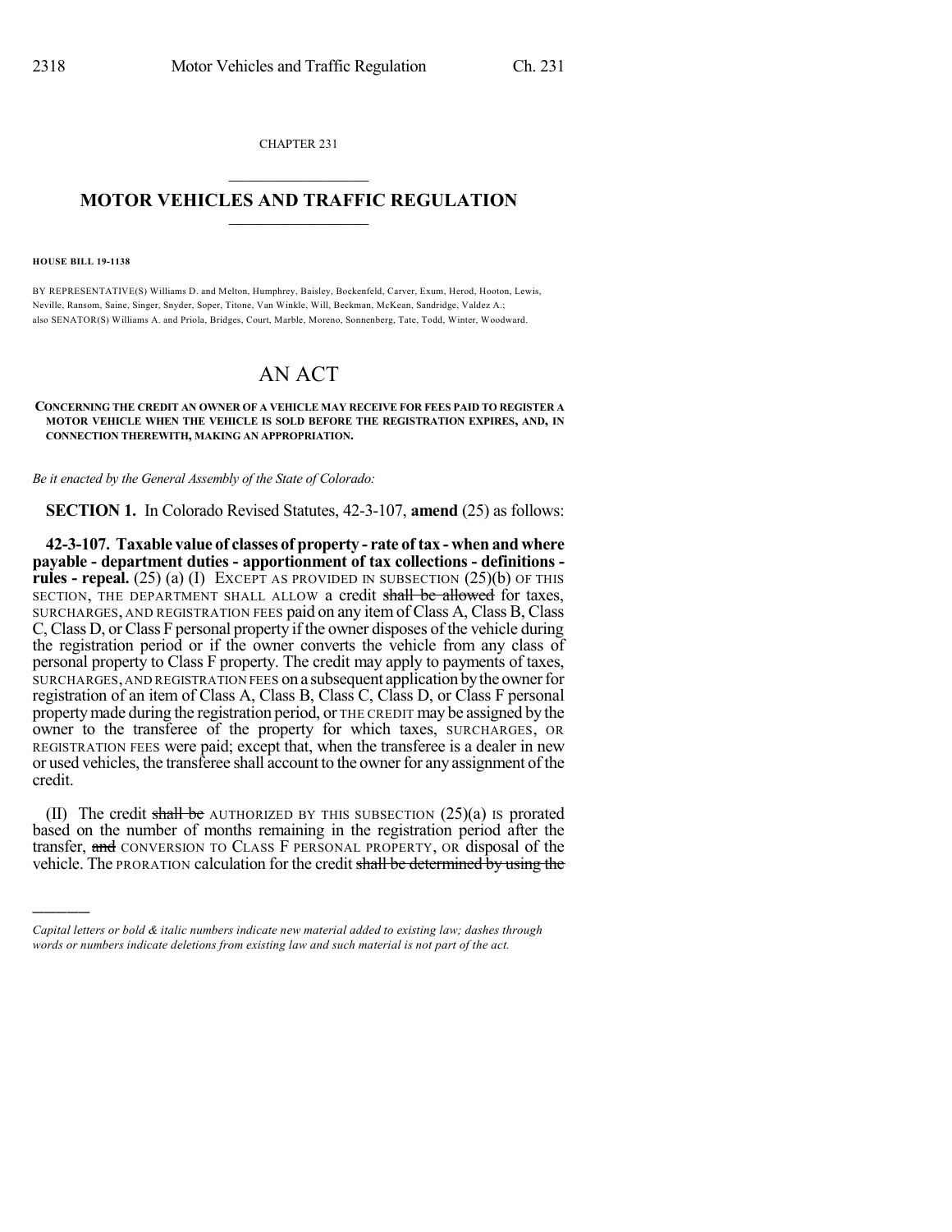CHAPTER 231

## MOTOR VEHICLES AND TRAFFIC REGULATION

**HOUSE BILL 19-1138**

BY REPRESENTATIVE(S) Williams D. and Melton, Humphrey, Baisley, Bockenfeld, Carver, Exum, Herod, Hooton, Lewis, Neville, Ransom, Saine, Singer, Snyder, Soper, Titone, Van Winkle, Will, Beckman, McKean, Sandridge, Valdez A.; also SENATOR(S) Williams A. and Priola, Bridges, Court, Marble, Moreno, Sonnenberg, Tate, Todd, Winter, Woodward.

# AN ACT

**CONCERNING THE CREDIT AN OWNER OF A VEHICLE MAY RECEIVE FOR FEES PAID TO REGISTER A MOTOR VEHICLE WHEN THE VEHICLE IS SOLD BEFORE THE REGISTRATION EXPIRES, AND, IN CONNECTION THEREWITH, MAKING AN APPROPRIATION.**

*Be it enacted by the General Assembly of the State of Colorado:*

**SECTION 1.** In Colorado Revised Statutes, 42-3-107, **amend** (25) as follows:

**42-3-107. Taxable value of classes of property - rate of tax - when and where payable - department duties - apportionment of tax collections - definitions - rules - repeal.** (25) (a) (I) EXCEPT AS PROVIDED IN SUBSECTION (25)(b) OF THIS SECTION, THE DEPARTMENT SHALL ALLOW a credit ~~shall be allowed~~ for taxes, SURCHARGES, AND REGISTRATION FEES paid on any item of Class A, Class B, Class C, Class D, or Class F personal property if the owner disposes of the vehicle during the registration period or if the owner converts the vehicle from any class of personal property to Class F property. The credit may apply to payments of taxes, SURCHARGES, AND REGISTRATION FEES on a subsequent application by the owner for registration of an item of Class A, Class B, Class C, Class D, or Class F personal property made during the registration period, or THE CREDIT may be assigned by the owner to the transferee of the property for which taxes, SURCHARGES, OR REGISTRATION FEES were paid; except that, when the transferee is a dealer in new or used vehicles, the transferee shall account to the owner for any assignment of the credit.

(II) The credit ~~shall be~~ AUTHORIZED BY THIS SUBSECTION (25)(a) IS prorated based on the number of months remaining in the registration period after the transfer, ~~and~~ CONVERSION TO CLASS F PERSONAL PROPERTY, OR disposal of the vehicle. The PRORATION calculation for the credit ~~shall be determined by using the~~

---

*Capital letters or bold & italic numbers indicate new material added to existing law; dashes through words or numbers indicate deletions from existing law and such material is not part of the act.*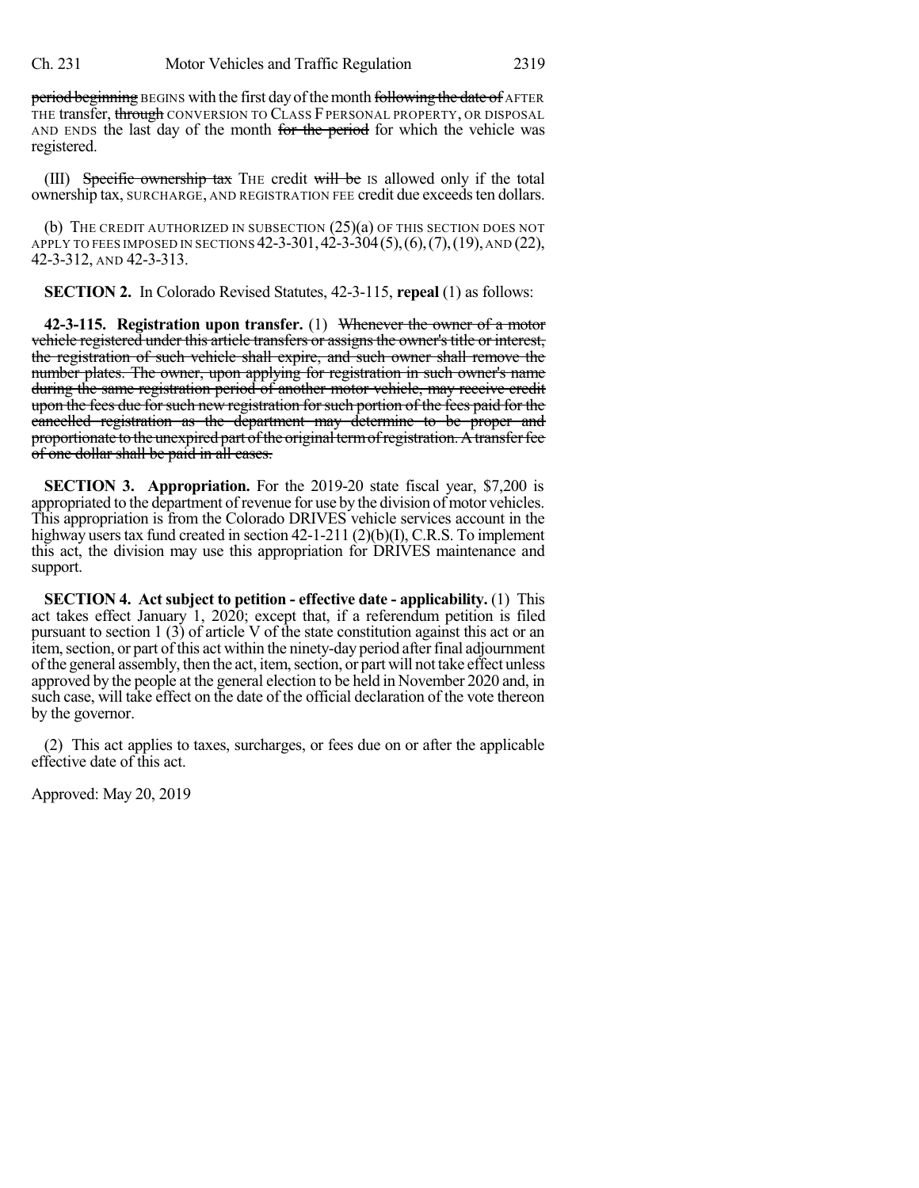period beginning BEGINS with the first day of the month following the date of AFTER THE transfer, through CONVERSION TO CLASS F PERSONAL PROPERTY, OR DISPOSAL AND ENDS the last day of the month for the period for which the vehicle was registered.

(III) Specific ownership tax THE credit will be IS allowed only if the total ownership tax, SURCHARGE, AND REGISTRATION FEE credit due exceeds ten dollars.

(b) THE CREDIT AUTHORIZED IN SUBSECTION (25)(a) OF THIS SECTION DOES NOT APPLY TO FEES IMPOSED IN SECTIONS 42-3-301, 42-3-304 (5), (6), (7), (19), AND (22), 42-3-312, AND 42-3-313.

**SECTION 2.** In Colorado Revised Statutes, 42-3-115, **repeal** (1) as follows:

**42-3-115. Registration upon transfer.** (1) Whenever the owner of a motor vehicle registered under this article transfers or assigns the owner's title or interest, the registration of such vehicle shall expire, and such owner shall remove the number plates. The owner, upon applying for registration in such owner's name during the same registration period of another motor vehicle, may receive credit upon the fees due for such new registration for such portion of the fees paid for the cancelled registration as the department may determine to be proper and proportionate to the unexpired part of the original term of registration. A transfer fee of one dollar shall be paid in all cases.

**SECTION 3. Appropriation.** For the 2019-20 state fiscal year, $7,200 is appropriated to the department of revenue for use by the division of motor vehicles. This appropriation is from the Colorado DRIVES vehicle services account in the highway users tax fund created in section 42-1-211 (2)(b)(I), C.R.S. To implement this act, the division may use this appropriation for DRIVES maintenance and support.

**SECTION 4. Act subject to petition - effective date - applicability.** (1) This act takes effect January 1, 2020; except that, if a referendum petition is filed pursuant to section 1 (3) of article V of the state constitution against this act or an item, section, or part of this act within the ninety-day period after final adjournment of the general assembly, then the act, item, section, or part will not take effect unless approved by the people at the general election to be held in November 2020 and, in such case, will take effect on the date of the official declaration of the vote thereon by the governor.

(2) This act applies to taxes, surcharges, or fees due on or after the applicable effective date of this act.

Approved: May 20, 2019